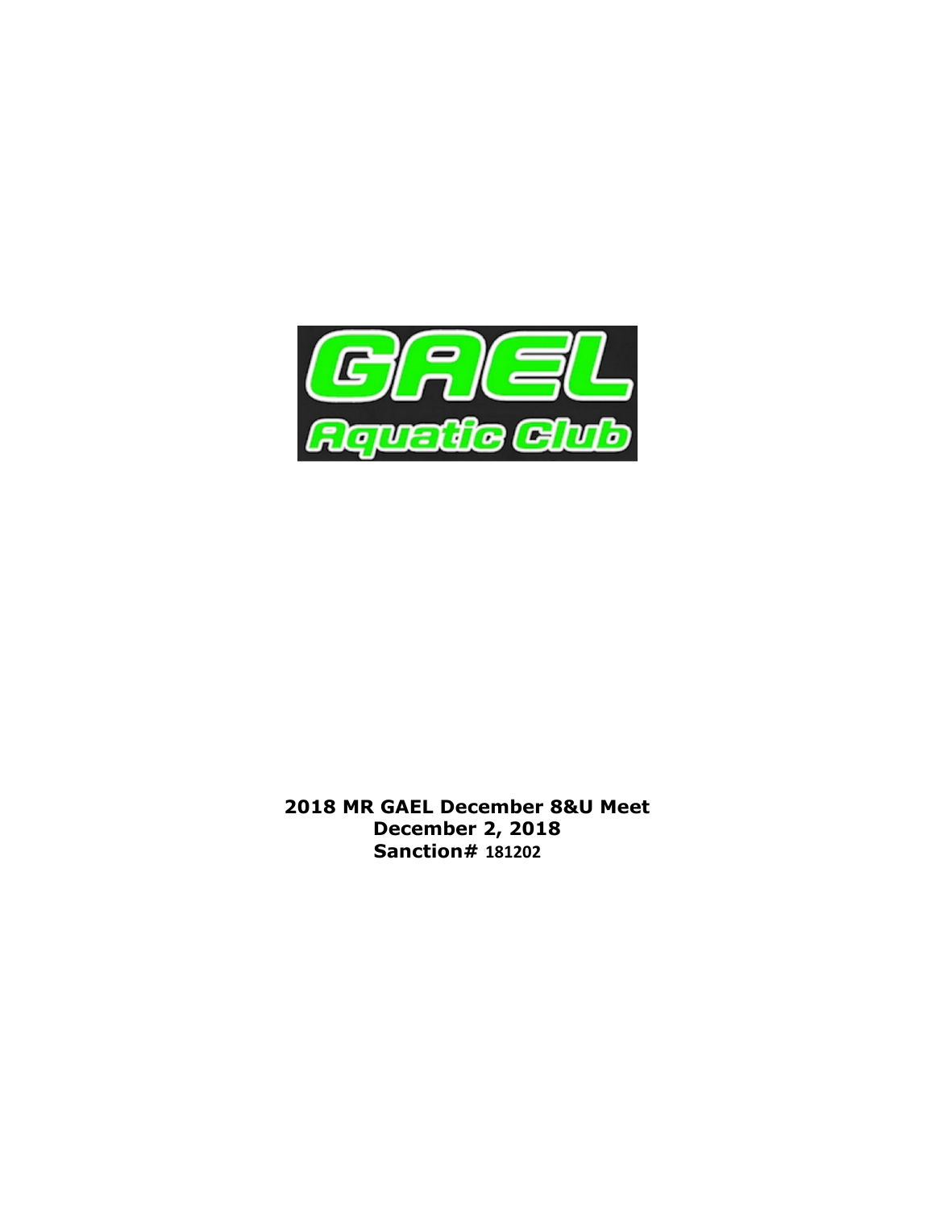GAEL

Aquatic Club

**2018 MR GAEL December 8&U Meet**
**December 2, 2018**
**Sanction# 181202**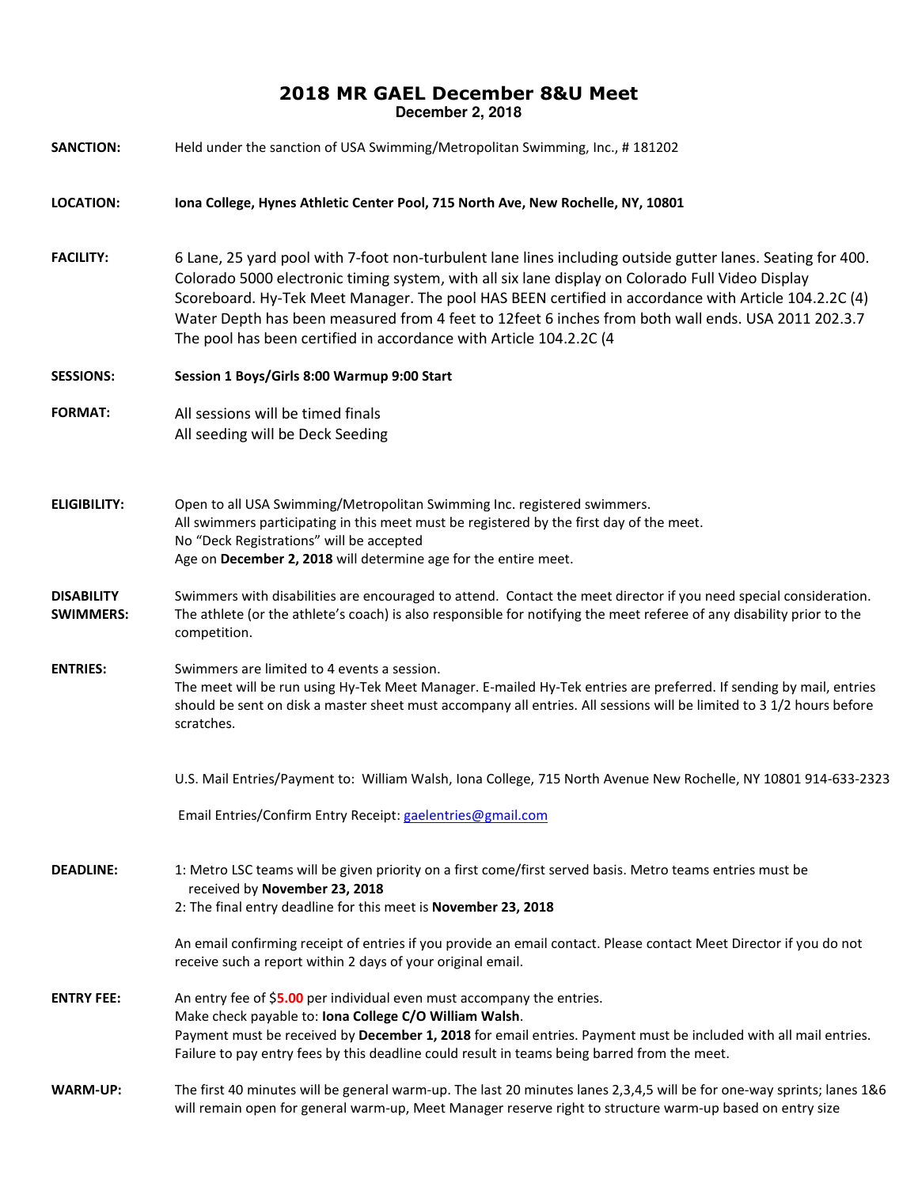# 2018 MR GAEL December 8&U Meet

**December 2, 2018**

**SANCTION:** Held under the sanction of USA Swimming/Metropolitan Swimming, Inc., # 181202

**LOCATION:** **Iona College, Hynes Athletic Center Pool, 715 North Ave, New Rochelle, NY, 10801**

**FACILITY:** 6 Lane, 25 yard pool with 7-foot non-turbulent lane lines including outside gutter lanes. Seating for 400. Colorado 5000 electronic timing system, with all six lane display on Colorado Full Video Display Scoreboard. Hy-Tek Meet Manager. The pool HAS BEEN certified in accordance with Article 104.2.2C (4) Water Depth has been measured from 4 feet to 12feet 6 inches from both wall ends. USA 2011 202.3.7 The pool has been certified in accordance with Article 104.2.2C (4

**SESSIONS:** **Session 1 Boys/Girls 8:00 Warmup 9:00 Start**

**FORMAT:** All sessions will be timed finals
All seeding will be Deck Seeding

**ELIGIBILITY:** Open to all USA Swimming/Metropolitan Swimming Inc. registered swimmers.
All swimmers participating in this meet must be registered by the first day of the meet.
No "Deck Registrations" will be accepted
Age on **December 2, 2018** will determine age for the entire meet.

**DISABILITY SWIMMERS:** Swimmers with disabilities are encouraged to attend. Contact the meet director if you need special consideration. The athlete (or the athlete's coach) is also responsible for notifying the meet referee of any disability prior to the competition.

**ENTRIES:** Swimmers are limited to 4 events a session.
The meet will be run using Hy-Tek Meet Manager. E-mailed Hy-Tek entries are preferred. If sending by mail, entries should be sent on disk a master sheet must accompany all entries. All sessions will be limited to 3 1/2 hours before scratches.

U.S. Mail Entries/Payment to: William Walsh, Iona College, 715 North Avenue New Rochelle, NY 10801 914-633-2323

Email Entries/Confirm Entry Receipt: gaelentries@gmail.com

**DEADLINE:** 1: Metro LSC teams will be given priority on a first come/first served basis. Metro teams entries must be received by **November 23, 2018**
2: The final entry deadline for this meet is **November 23, 2018**

An email confirming receipt of entries if you provide an email contact. Please contact Meet Director if you do not receive such a report within 2 days of your original email.

**ENTRY FEE:** An entry fee of $**5.00** per individual even must accompany the entries.
Make check payable to: **Iona College C/O William Walsh**.
Payment must be received by **December 1, 2018** for email entries. Payment must be included with all mail entries. Failure to pay entry fees by this deadline could result in teams being barred from the meet.

**WARM-UP:** The first 40 minutes will be general warm-up. The last 20 minutes lanes 2,3,4,5 will be for one-way sprints; lanes 1&6 will remain open for general warm-up, Meet Manager reserve right to structure warm-up based on entry size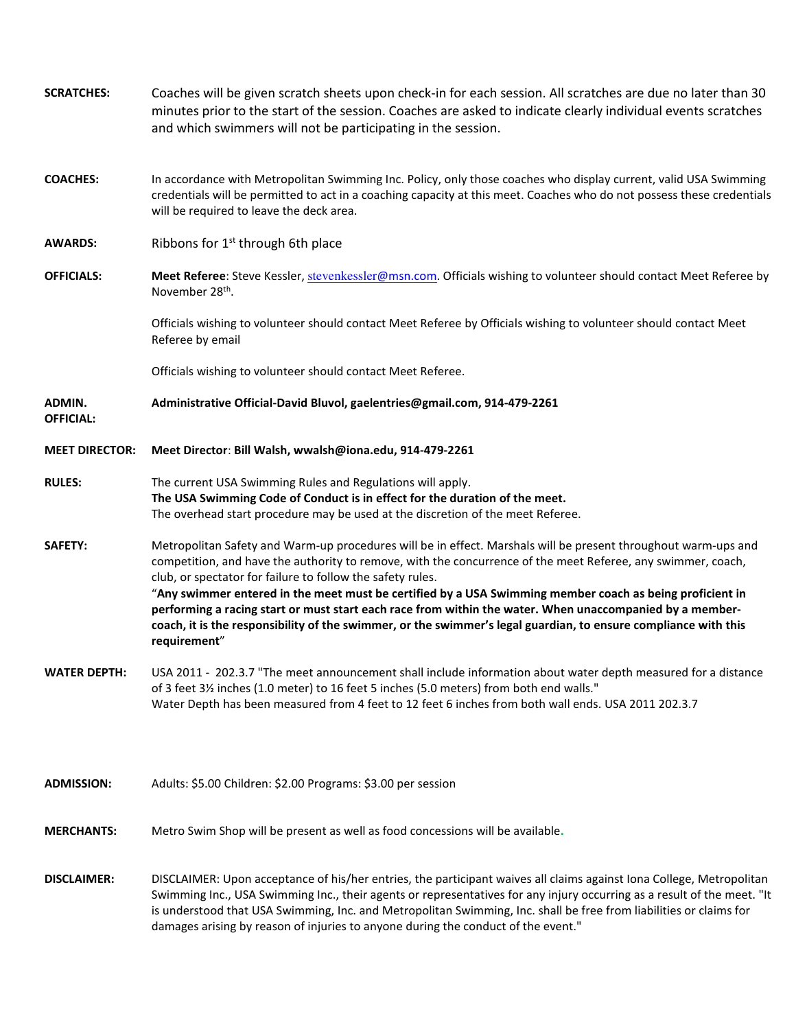**SCRATCHES:** Coaches will be given scratch sheets upon check-in for each session. All scratches are due no later than 30 minutes prior to the start of the session. Coaches are asked to indicate clearly individual events scratches and which swimmers will not be participating in the session.

**COACHES:** In accordance with Metropolitan Swimming Inc. Policy, only those coaches who display current, valid USA Swimming credentials will be permitted to act in a coaching capacity at this meet. Coaches who do not possess these credentials will be required to leave the deck area.

**AWARDS:** Ribbons for 1st through 6th place

**OFFICIALS:** **Meet Referee**: Steve Kessler, stevenkessler@msn.com. Officials wishing to volunteer should contact Meet Referee by November 28th.

Officials wishing to volunteer should contact Meet Referee by Officials wishing to volunteer should contact Meet Referee by email

Officials wishing to volunteer should contact Meet Referee.

**ADMIN. OFFICIAL:** **Administrative Official-David Bluvol, gaelentries@gmail.com, 914-479-2261**

**MEET DIRECTOR:** **Meet Director**: **Bill Walsh, wwalsh@iona.edu, 914-479-2261**

**RULES:** The current USA Swimming Rules and Regulations will apply.
**The USA Swimming Code of Conduct is in effect for the duration of the meet.**
The overhead start procedure may be used at the discretion of the meet Referee.

**SAFETY:** Metropolitan Safety and Warm-up procedures will be in effect. Marshals will be present throughout warm-ups and competition, and have the authority to remove, with the concurrence of the meet Referee, any swimmer, coach, club, or spectator for failure to follow the safety rules.
"**Any swimmer entered in the meet must be certified by a USA Swimming member coach as being proficient in performing a racing start or must start each race from within the water. When unaccompanied by a member-coach, it is the responsibility of the swimmer, or the swimmer's legal guardian, to ensure compliance with this requirement**"

**WATER DEPTH:** USA 2011 - 202.3.7 "The meet announcement shall include information about water depth measured for a distance of 3 feet 3½ inches (1.0 meter) to 16 feet 5 inches (5.0 meters) from both end walls."
Water Depth has been measured from 4 feet to 12 feet 6 inches from both wall ends. USA 2011 202.3.7

**ADMISSION:** Adults: $5.00 Children: $2.00 Programs: $3.00 per session

**MERCHANTS:** Metro Swim Shop will be present as well as food concessions will be available.

**DISCLAIMER:** DISCLAIMER: Upon acceptance of his/her entries, the participant waives all claims against Iona College, Metropolitan Swimming Inc., USA Swimming Inc., their agents or representatives for any injury occurring as a result of the meet. "It is understood that USA Swimming, Inc. and Metropolitan Swimming, Inc. shall be free from liabilities or claims for damages arising by reason of injuries to anyone during the conduct of the event."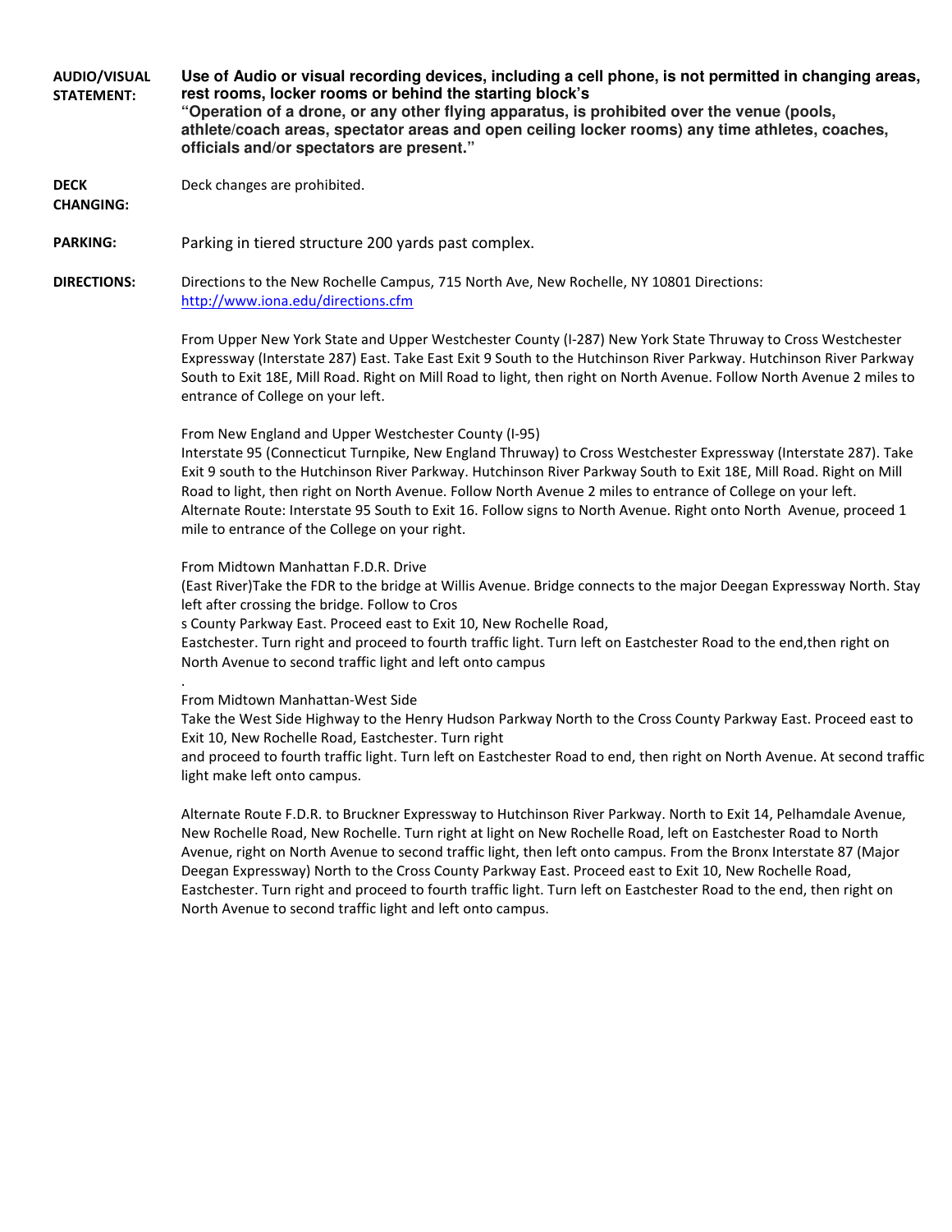**AUDIO/VISUAL STATEMENT:** **Use of Audio or visual recording devices, including a cell phone, is not permitted in changing areas, rest rooms, locker rooms or behind the starting block's**
**"Operation of a drone, or any other flying apparatus, is prohibited over the venue (pools, athlete/coach areas, spectator areas and open ceiling locker rooms) any time athletes, coaches, officials and/or spectators are present."**

**DECK CHANGING:** Deck changes are prohibited.

**PARKING:** Parking in tiered structure 200 yards past complex.

**DIRECTIONS:** Directions to the New Rochelle Campus, 715 North Ave, New Rochelle, NY 10801 Directions: http://www.iona.edu/directions.cfm

From Upper New York State and Upper Westchester County (I-287) New York State Thruway to Cross Westchester Expressway (Interstate 287) East. Take East Exit 9 South to the Hutchinson River Parkway. Hutchinson River Parkway South to Exit 18E, Mill Road. Right on Mill Road to light, then right on North Avenue. Follow North Avenue 2 miles to entrance of College on your left.

From New England and Upper Westchester County (I-95)
Interstate 95 (Connecticut Turnpike, New England Thruway) to Cross Westchester Expressway (Interstate 287). Take Exit 9 south to the Hutchinson River Parkway. Hutchinson River Parkway South to Exit 18E, Mill Road. Right on Mill Road to light, then right on North Avenue. Follow North Avenue 2 miles to entrance of College on your left.
Alternate Route: Interstate 95 South to Exit 16. Follow signs to North Avenue. Right onto North Avenue, proceed 1 mile to entrance of the College on your right.

From Midtown Manhattan F.D.R. Drive
(East River)Take the FDR to the bridge at Willis Avenue. Bridge connects to the major Deegan Expressway North. Stay left after crossing the bridge. Follow to Cros
s County Parkway East. Proceed east to Exit 10, New Rochelle Road,
Eastchester. Turn right and proceed to fourth traffic light. Turn left on Eastchester Road to the end,then right on North Avenue to second traffic light and left onto campus

.
From Midtown Manhattan-West Side
Take the West Side Highway to the Henry Hudson Parkway North to the Cross County Parkway East. Proceed east to Exit 10, New Rochelle Road, Eastchester. Turn right
and proceed to fourth traffic light. Turn left on Eastchester Road to end, then right on North Avenue. At second traffic light make left onto campus.

Alternate Route F.D.R. to Bruckner Expressway to Hutchinson River Parkway. North to Exit 14, Pelhamdale Avenue, New Rochelle Road, New Rochelle. Turn right at light on New Rochelle Road, left on Eastchester Road to North Avenue, right on North Avenue to second traffic light, then left onto campus. From the Bronx Interstate 87 (Major Deegan Expressway) North to the Cross County Parkway East. Proceed east to Exit 10, New Rochelle Road, Eastchester. Turn right and proceed to fourth traffic light. Turn left on Eastchester Road to the end, then right on North Avenue to second traffic light and left onto campus.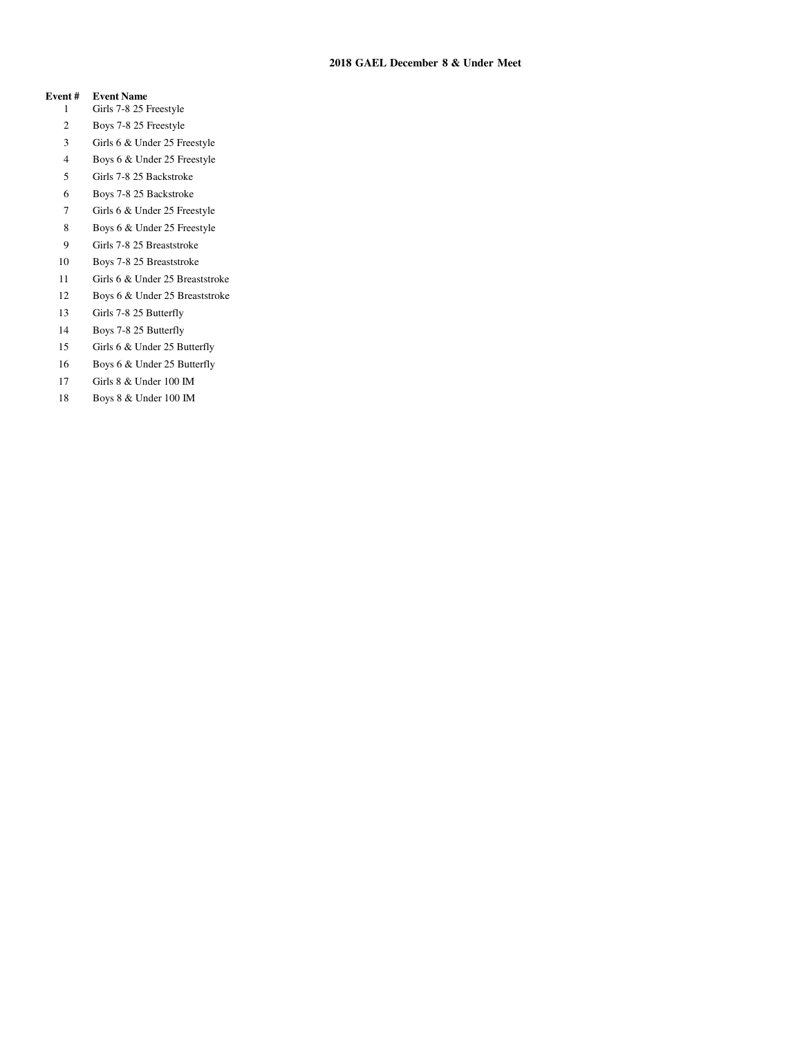# 2018 GAEL December 8 & Under Meet

| Event # | Event Name |
|---|---|
| 1 | Girls 7-8 25 Freestyle |
| 2 | Boys 7-8 25 Freestyle |
| 3 | Girls 6 & Under 25 Freestyle |
| 4 | Boys 6 & Under 25 Freestyle |
| 5 | Girls 7-8 25 Backstroke |
| 6 | Boys 7-8 25 Backstroke |
| 7 | Girls 6 & Under 25 Freestyle |
| 8 | Boys 6 & Under 25 Freestyle |
| 9 | Girls 7-8 25 Breaststroke |
| 10 | Boys 7-8 25 Breaststroke |
| 11 | Girls 6 & Under 25 Breaststroke |
| 12 | Boys 6 & Under 25 Breaststroke |
| 13 | Girls 7-8 25 Butterfly |
| 14 | Boys 7-8 25 Butterfly |
| 15 | Girls 6 & Under 25 Butterfly |
| 16 | Boys 6 & Under 25 Butterfly |
| 17 | Girls 8 & Under 100 IM |
| 18 | Boys 8 & Under 100 IM |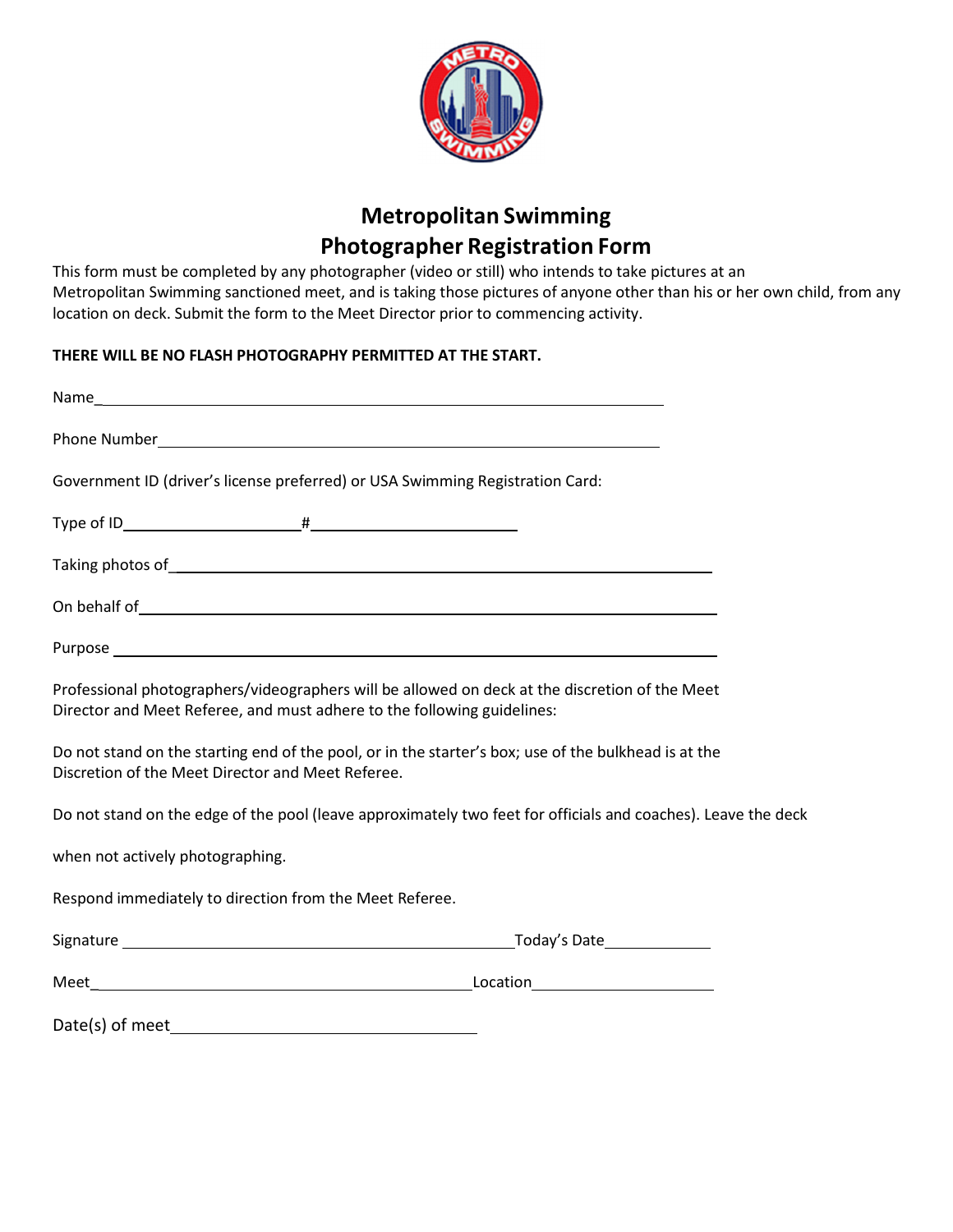# Metropolitan Swimming
# Photographer Registration Form

This form must be completed by any photographer (video or still) who intends to take pictures at an Metropolitan Swimming sanctioned meet, and is taking those pictures of anyone other than his or her own child, from any location on deck. Submit the form to the Meet Director prior to commencing activity.

**THERE WILL BE NO FLASH PHOTOGRAPHY PERMITTED AT THE START.**

Name_______________________________________________

Phone Number_______________________________________________

Government ID (driver's license preferred) or USA Swimming Registration Card:

Type of ID____________________#____________________

Taking photos of_______________________________________________

On behalf of_______________________________________________

Purpose _______________________________________________

Professional photographers/videographers will be allowed on deck at the discretion of the Meet Director and Meet Referee, and must adhere to the following guidelines:

Do not stand on the starting end of the pool, or in the starter's box; use of the bulkhead is at the Discretion of the Meet Director and Meet Referee.

Do not stand on the edge of the pool (leave approximately two feet for officials and coaches). Leave the deck

when not actively photographing.

Respond immediately to direction from the Meet Referee.

Signature ________________________________ Today's Date__________

Meet_________________________________ Location__________________

Date(s) of meet____________________________